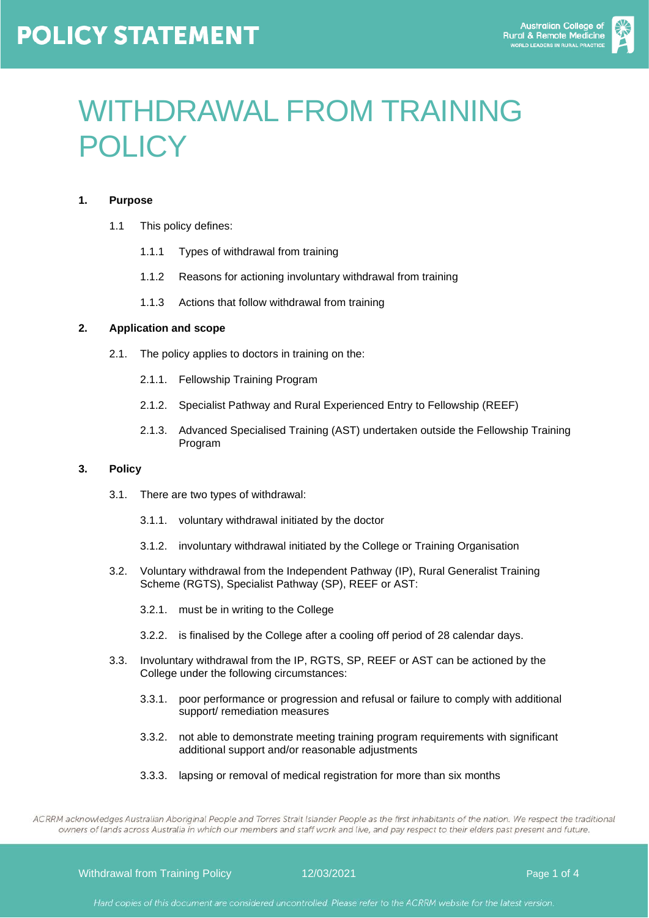# POLICY STATEMENT

# WITHDRAWAL FROM TRAINING POLICY

## 1. Purpose

1.1 This policy defines:

1.1.1 Types of withdrawal from training

1.1.2 Reasons for actioning involuntary withdrawal from training

1.1.3 Actions that follow withdrawal from training

## 2. Application and scope

2.1. The policy applies to doctors in training on the:

2.1.1. Fellowship Training Program

2.1.2. Specialist Pathway and Rural Experienced Entry to Fellowship (REEF)

2.1.3. Advanced Specialised Training (AST) undertaken outside the Fellowship Training Program

## 3. Policy

3.1. There are two types of withdrawal:

3.1.1. voluntary withdrawal initiated by the doctor

3.1.2. involuntary withdrawal initiated by the College or Training Organisation

3.2. Voluntary withdrawal from the Independent Pathway (IP), Rural Generalist Training Scheme (RGTS), Specialist Pathway (SP), REEF or AST:

3.2.1. must be in writing to the College

3.2.2. is finalised by the College after a cooling off period of 28 calendar days.

3.3. Involuntary withdrawal from the IP, RGTS, SP, REEF or AST can be actioned by the College under the following circumstances:

3.3.1. poor performance or progression and refusal or failure to comply with additional support/ remediation measures

3.3.2. not able to demonstrate meeting training program requirements with significant additional support and/or reasonable adjustments

3.3.3. lapsing or removal of medical registration for more than six months

*ACRRM acknowledges Australian Aboriginal People and Torres Strait Islander People as the first inhabitants of the nation. We respect the traditional owners of lands across Australia in which our members and staff work and live, and pay respect to their elders past present and future.*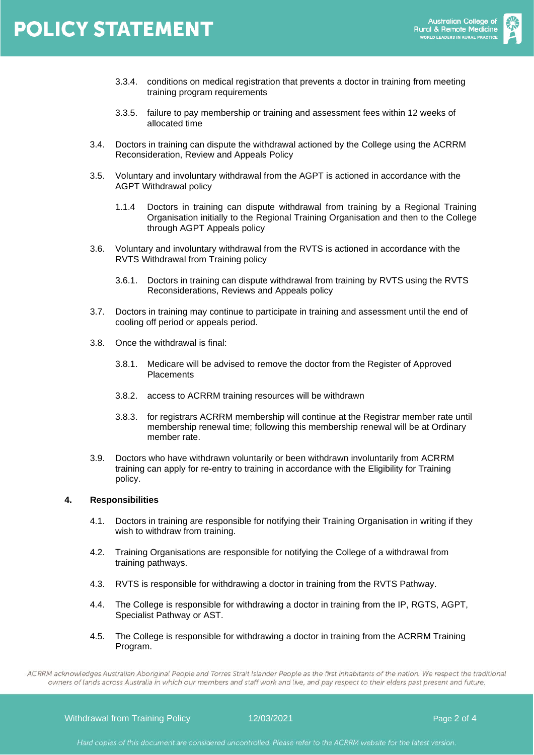3.3.4. conditions on medical registration that prevents a doctor in training from meeting training program requirements

3.3.5. failure to pay membership or training and assessment fees within 12 weeks of allocated time

3.4. Doctors in training can dispute the withdrawal actioned by the College using the ACRRM Reconsideration, Review and Appeals Policy

3.5. Voluntary and involuntary withdrawal from the AGPT is actioned in accordance with the AGPT Withdrawal policy

1.1.4 Doctors in training can dispute withdrawal from training by a Regional Training Organisation initially to the Regional Training Organisation and then to the College through AGPT Appeals policy

3.6. Voluntary and involuntary withdrawal from the RVTS is actioned in accordance with the RVTS Withdrawal from Training policy

3.6.1. Doctors in training can dispute withdrawal from training by RVTS using the RVTS Reconsiderations, Reviews and Appeals policy

3.7. Doctors in training may continue to participate in training and assessment until the end of cooling off period or appeals period.

3.8. Once the withdrawal is final:

3.8.1. Medicare will be advised to remove the doctor from the Register of Approved Placements

3.8.2. access to ACRRM training resources will be withdrawn

3.8.3. for registrars ACRRM membership will continue at the Registrar member rate until membership renewal time; following this membership renewal will be at Ordinary member rate.

3.9. Doctors who have withdrawn voluntarily or been withdrawn involuntarily from ACRRM training can apply for re-entry to training in accordance with the Eligibility for Training policy.

**4. Responsibilities**

4.1. Doctors in training are responsible for notifying their Training Organisation in writing if they wish to withdraw from training.

4.2. Training Organisations are responsible for notifying the College of a withdrawal from training pathways.

4.3. RVTS is responsible for withdrawing a doctor in training from the RVTS Pathway.

4.4. The College is responsible for withdrawing a doctor in training from the IP, RGTS, AGPT, Specialist Pathway or AST.

4.5. The College is responsible for withdrawing a doctor in training from the ACRRM Training Program.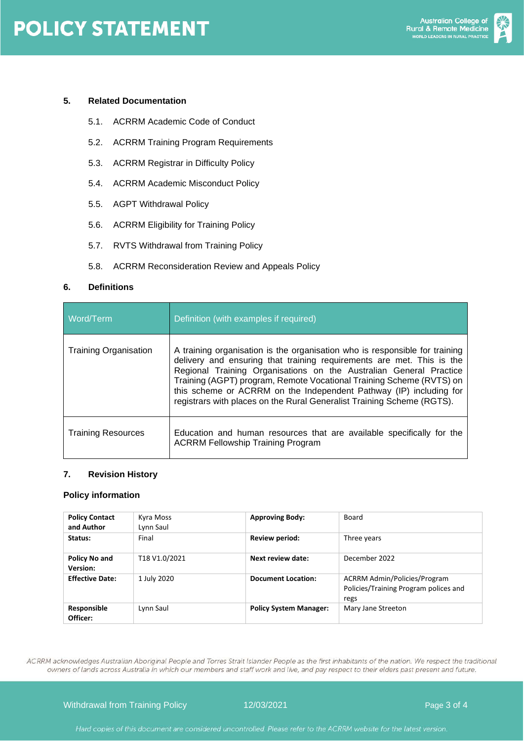## 5. Related Documentation

5.1. ACRRM Academic Code of Conduct

5.2. ACRRM Training Program Requirements

5.3. ACRRM Registrar in Difficulty Policy

5.4. ACRRM Academic Misconduct Policy

5.5. AGPT Withdrawal Policy

5.6. ACRRM Eligibility for Training Policy

5.7. RVTS Withdrawal from Training Policy

5.8. ACRRM Reconsideration Review and Appeals Policy

## 6. Definitions

| Word/Term | Definition (with examples if required) |
|---|---|
| Training Organisation | A training organisation is the organisation who is responsible for training delivery and ensuring that training requirements are met. This is the Regional Training Organisations on the Australian General Practice Training (AGPT) program, Remote Vocational Training Scheme (RVTS) on this scheme or ACRRM on the Independent Pathway (IP) including for registrars with places on the Rural Generalist Training Scheme (RGTS). |
| Training Resources | Education and human resources that are available specifically for the ACRRM Fellowship Training Program |

## 7. Revision History

### Policy information

| **Policy Contact and Author** | Kyra Moss<br>Lynn Saul | **Approving Body:** | Board |
|---|---|---|---|
| **Status:** | Final | **Review period:** | Three years |
| **Policy No and Version:** | T18 V1.0/2021 | **Next review date:** | December 2022 |
| **Effective Date:** | 1 July 2020 | **Document Location:** | ACRRM Admin/Policies/Program Policies/Training Program polices and regs |
| **Responsible Officer:** | Lynn Saul | **Policy System Manager:** | Mary Jane Streeton |

*ACRRM acknowledges Australian Aboriginal People and Torres Strait Islander People as the first inhabitants of the nation. We respect the traditional owners of lands across Australia in which our members and staff work and live, and pay respect to their elders past present and future.*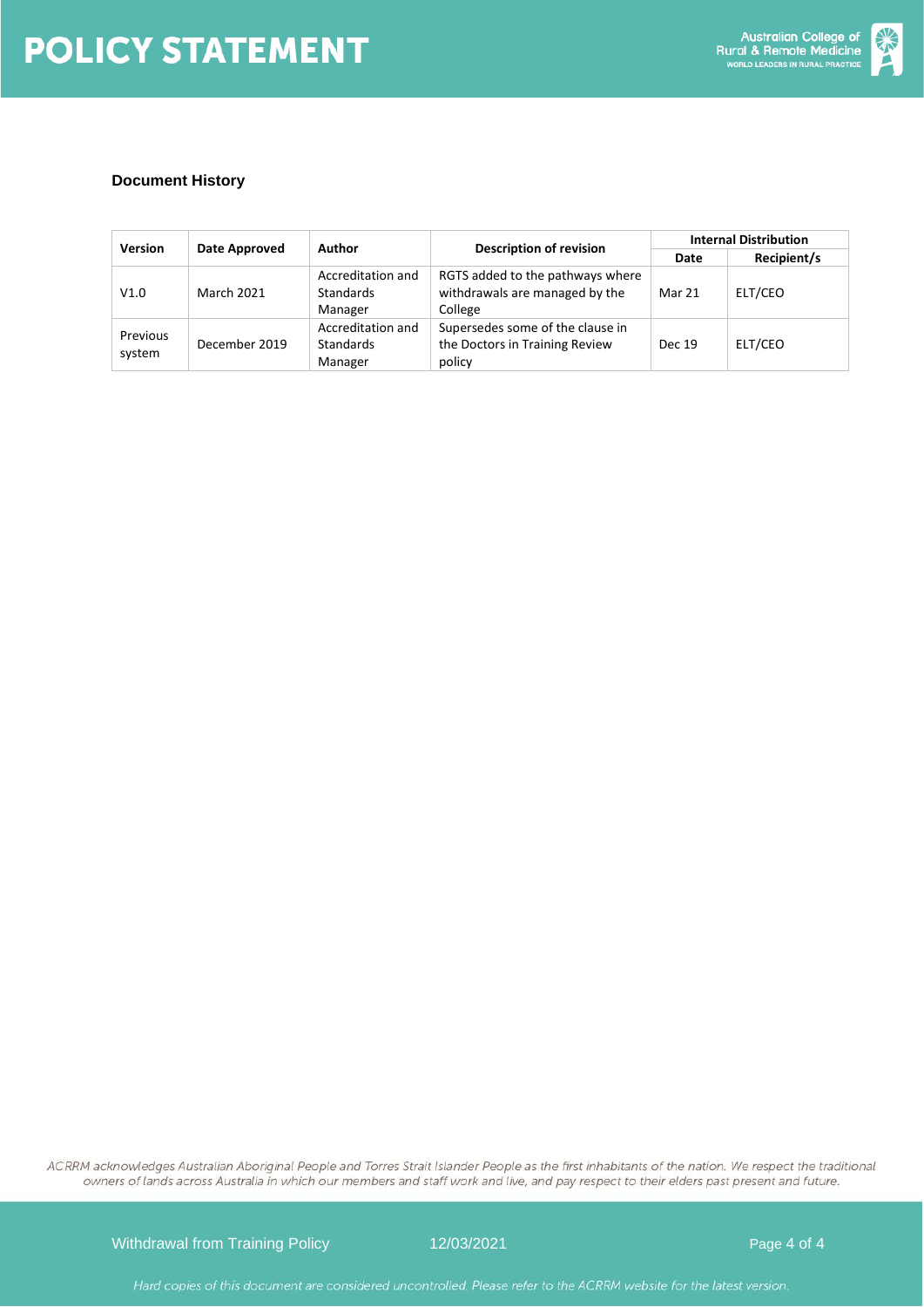### Document History

| Version | Date Approved | Author | Description of revision | Internal Distribution | |
|---|---|---|---|---|---|
| | | | | Date | Recipient/s |
| V1.0 | March 2021 | Accreditation and Standards Manager | RGTS added to the pathways where withdrawals are managed by the College | Mar 21 | ELT/CEO |
| Previous system | December 2019 | Accreditation and Standards Manager | Supersedes some of the clause in the Doctors in Training Review policy | Dec 19 | ELT/CEO |

*ACRRM acknowledges Australian Aboriginal People and Torres Strait Islander People as the first inhabitants of the nation. We respect the traditional owners of lands across Australia in which our members and staff work and live, and pay respect to their elders past present and future.*